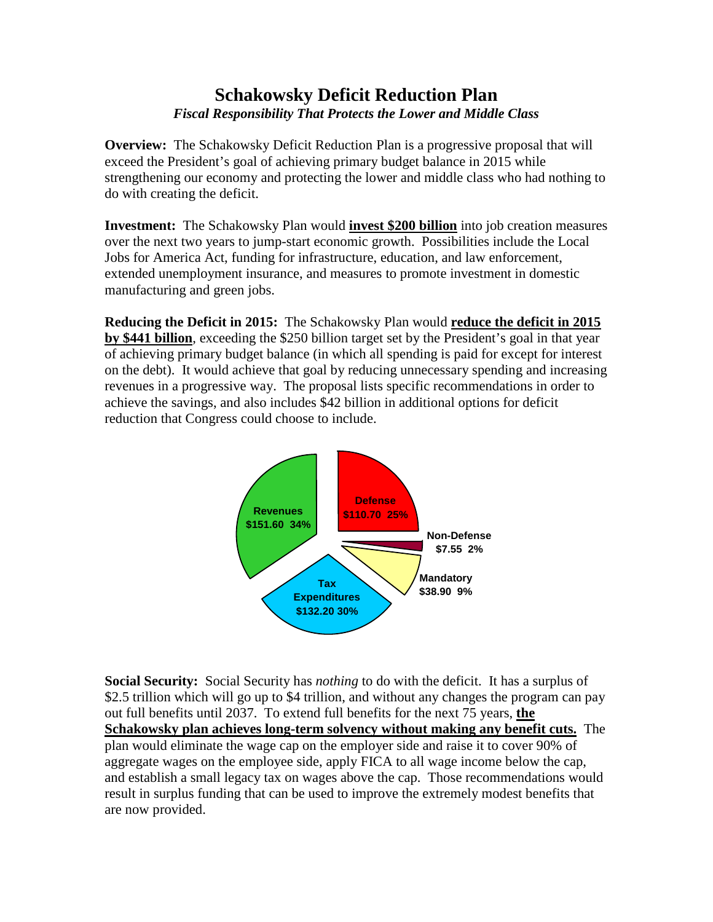# Schakowsky Deficit Reduction Plan

*Fiscal Responsibility That Protects the Lower and Middle Class*

**Overview:** The Schakowsky Deficit Reduction Plan is a progressive proposal that will exceed the President's goal of achieving primary budget balance in 2015 while strengthening our economy and protecting the lower and middle class who had nothing to do with creating the deficit.

**Investment:** The Schakowsky Plan would **invest $200 billion** into job creation measures over the next two years to jump-start economic growth. Possibilities include the Local Jobs for America Act, funding for infrastructure, education, and law enforcement, extended unemployment insurance, and measures to promote investment in domestic manufacturing and green jobs.

**Reducing the Deficit in 2015:** The Schakowsky Plan would **reduce the deficit in 2015 by $441 billion**, exceeding the $250 billion target set by the President's goal in that year of achieving primary budget balance (in which all spending is paid for except for interest on the debt). It would achieve that goal by reducing unnecessary spending and increasing revenues in a progressive way. The proposal lists specific recommendations in order to achieve the savings, and also includes $42 billion in additional options for deficit reduction that Congress could choose to include.

Revenues $151.60 34%
Defense $110.70 25%
Non-Defense $7.55 2%
Mandatory $38.90 9%
Tax Expenditures $132.20 30%

**Social Security:** Social Security has *nothing* to do with the deficit. It has a surplus of $2.5 trillion which will go up to $4 trillion, and without any changes the program can pay out full benefits until 2037. To extend full benefits for the next 75 years, **the Schakowsky plan achieves long-term solvency without making any benefit cuts.** The plan would eliminate the wage cap on the employer side and raise it to cover 90% of aggregate wages on the employee side, apply FICA to all wage income below the cap, and establish a small legacy tax on wages above the cap. Those recommendations would result in surplus funding that can be used to improve the extremely modest benefits that are now provided.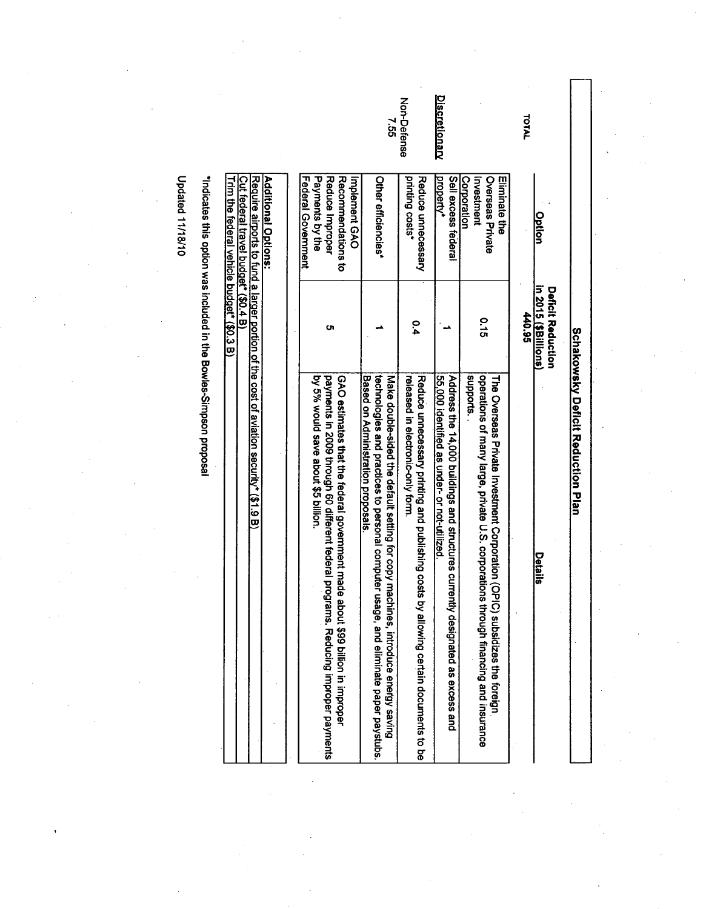# Schakowsky Deficit Reduction Plan

| | Option | Deficit Reduction in 2015 ($Billions) | Details |
|---|---|---|---|
| TOTAL | | 440.95 | |
| Discretionary | Eliminate the Overseas Private Investment Corporation | 0.15 | The Overseas Private Investment Corporation (OPIC) subsidizes the foreign operations of many large, private U.S. corporations through financing and insurance supports. |
| Non-Defense 7.55 | Sell excess federal property* | 1 | Address the 14,000 buildings and structures currently designated as excess and 55,000 identified as under- or not-utilized. |
| | Reduce unnecessary printing costs* | 0.4 | Reduce unnecessary printing and publishing costs by allowing certain documents to be released in electronic-only form. |
| | Other efficiencies* | 1 | Make double-sided the default setting for copy machines, introduce energy saving technologies and practices to personal computer usage, and eliminate paper paystubs. Based on Administration proposals. |
| | Implement GAO Recommendations to Reduce Improper Payments by the Federal Government | 5 | GAO estimates that the federal government made about $99 billion in improper payments in 2009 through 60 different federal programs. Reducing improper payments by 5% would save about $5 billion. |

**Additional Options:**

- Require airports to fund a larger portion of the cost of aviation security* ($1.9 B)
- Cut federal travel budget* ($0.4 B)
- Trim the federal vehicle budget* ($0.3 B)

*Indicates this option was included in the Bowles-Simpson proposal

Updated 11/18/10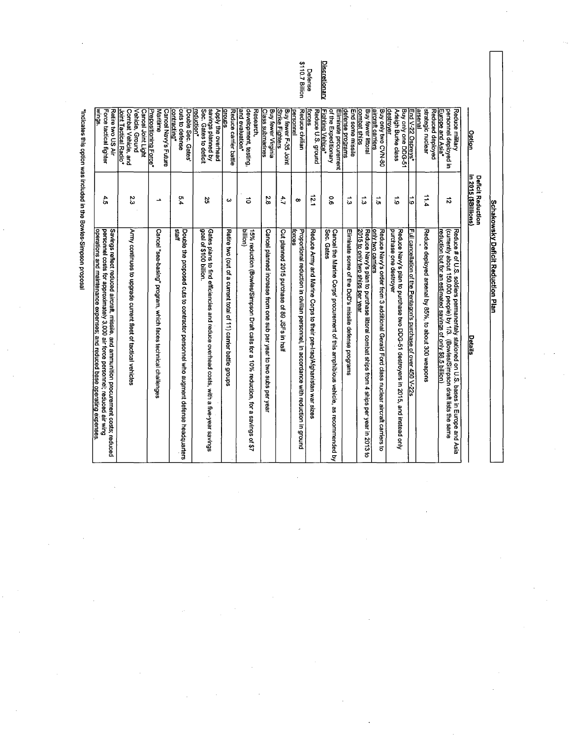## Schakowsky Deficit Reduction Plan

| | Option | Deficit Reduction In 2015 ($Billions) | Details |
|---|---|---|---|
| **Discretionary** | Reduce military personnel deployed in Europe and Asia* | 12 | Reduce # of U.S. soldiers permanently stationed on U.S. bases in Europe and Asia (currently about 150,000 people) by 1/3. (Bowles/Simpson draft lists the same reduction but for an estimated savings of only $8.5 billion) |
| Defense $110.7 Billion | Reduced deployed strategic nuclear arsenal | 11.4 | Reduce deployed arsenal by 85%, to about 300 weapons |
| | End V-22 Ospreys* | 1.9 | Full cancellation of the Pentagon's purchase of over 450 V-22s |
| | Buy only one DDG-51 Arleigh Burke class destroyer | 1.9 | Reduce Navy's plan to purchase two DDG-51 destroyers in 2015, and instead only purchase one destroyer |
| | Buy only two CVN-80 aircraft carriers | 1.5 | Reduce Navy's order from 3 additional Gerald Ford class nuclear aircraft carriers to only two carriers |
| | Buy fewer littoral combat ships | 1.3 | Reduce Navy's plan to purchase littoral combat ships from 4 ships per year in 2013 to 2015 to only two ships per year |
| | End some missile defense programs | 1.3 | Eliminate some of the DoD's missile defense programs |
| | Eliminate procurement of the Expeditionary Fighting Vehicle* | 0.6 | Cancel the Marine Corps' procurement of this amphibious vehicle, as recommended by Sec. Gates |
| | Reduce U.S. ground forces | 12.1 | Reduce Army and Marine Corps to their pre-Iraq/Afghanistan war sizes |
| | Reduce civilian personnel | 8 | Proportional reduction in civilian personnel, in accordance with reduction in ground forces |
| | Buy fewer F-35 Joint Strike Fighters | 4.7 | Cut planned 2015 purchase of 89 JSFs in half |
| | Buy fewer Virginia Class submarines | 2.8 | Cancel planned increase from one sub per year to two subs per year |
| | Research, development, testing, and evaluation* | 10 | 15% reduction (Bowles/Simpson Draft calls for a 10% reduction, for a savings of $7 billion) |
| | Reduce carrier battle groups | 3 | Retire two (out of a current total of 11) carrier battle groups |
| | Apply the overhead savings planned by Sec. Gates to deficit reduction* | 25 | Gates plans to find efficiencies and reduce overhead costs, with a five-year savings goal of $100 billion. |
| | Double Sec. Gates' cuts to defense contracting* | 5.4 | Double the proposed cuts to contractor personnel who augment defense headquarters staff |
| | Cancel Navy's Future Maritime Prepositioning Force* | 1 | Cancel "sea-basing" program, which faces technical challenges |
| | Cancel Joint Light Vehicle, Ground Combat Vehicle, and Joint Tactical Radio* | 2.3 | Army continues to upgrade current fleet of tactical vehicles |
| | Retire two US Air Force tactical fighter wings. | 4.5 | Savings reflect reduced aircraft, missile, and ammunition procurement costs; reduced personnel costs for approximately 3,000 air force personnel; reduced air wing operations and maintenance expenses; and reduced base operating expenses. |

*Indicates this option was included in the Bowles-Simpson proposal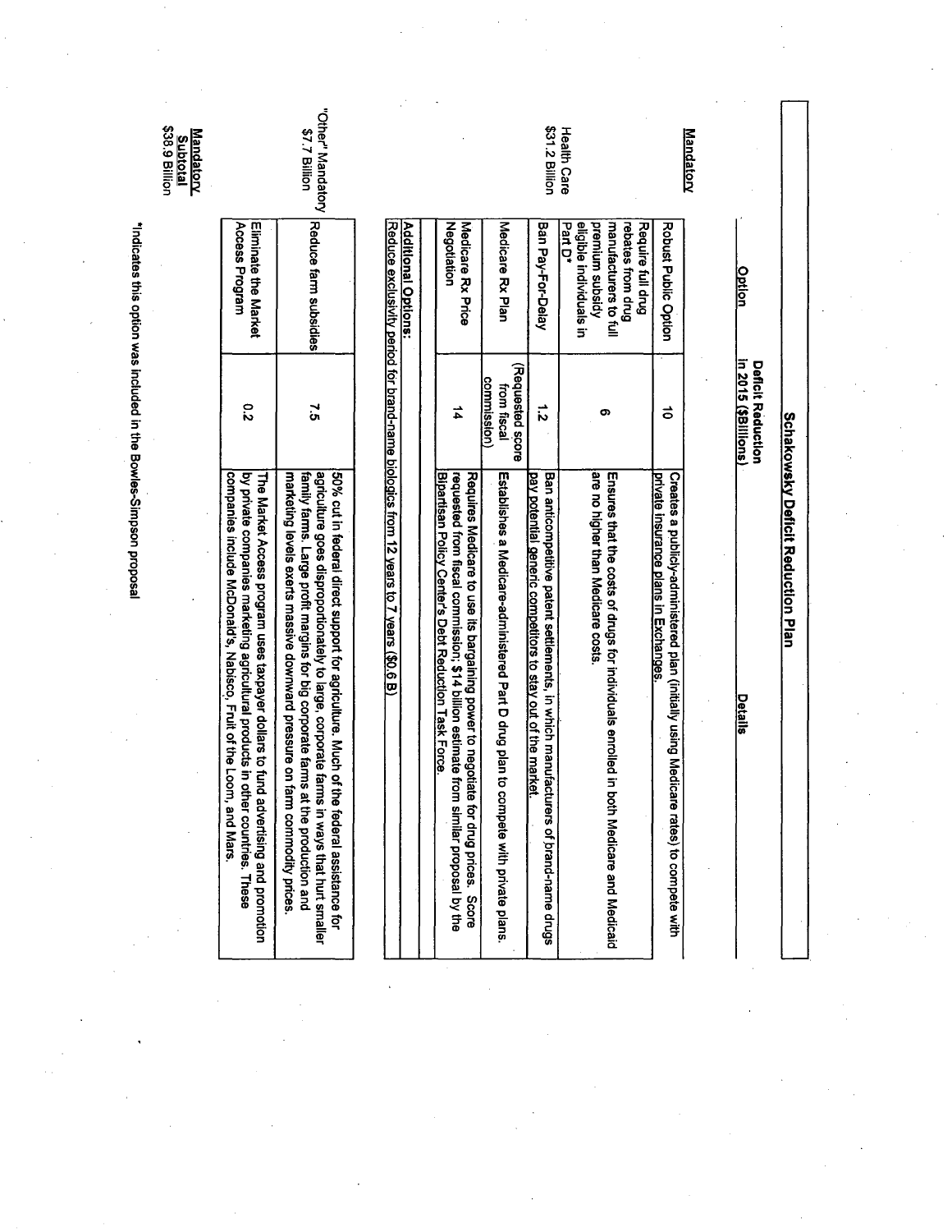# Schakowsky Deficit Reduction Plan

| | Option | Deficit Reduction in 2015 ($Billions) | Details |
|---|---|---|---|
| **Mandatory** | | | |
| Health Care $31.2 Billion | Robust Public Option | 10 | Creates a publicly-administered plan (initially using Medicare rates) to compete with private insurance plans in Exchanges. |
| | Require full drug rebates from drug manufacturers to full premium subsidy eligible individuals in Part D* | 6 | Ensures that the costs of drugs for individuals enrolled in both Medicare and Medicaid are no higher than Medicare costs. |
| | Ban Pay-For-Delay | 1.2 | Ban anticompetitive patent settlements, in which manufacturers of brand-name drugs pay potential generic competitors to stay out of the market. |
| | Medicare Rx Plan | (Requested score from fiscal commission) | Establishes a Medicare-administered Part D drug plan to compete with private plans. |
| | Medicare Rx Price Negotiation | 14 | Requires Medicare to use its bargaining power to negotiate for drug prices. Score requested from fiscal commission; $14 billion estimate from similar proposal by the Bipartisan Policy Center's Debt Reduction Task Force. |
| | **Additional Options:** | | |
| | Reduce exclusivity period for brand-name biologics from 12 years to 7 years ($0.6 B) | | |
| "Other" Mandatory $7.7 Billion | Reduce farm subsidies | 7.5 | 50% cut in federal direct support for agriculture. Much of the federal assistance for agriculture goes disproportionately to large, corporate farms in ways that hurt smaller family farms. Large profit margins for big corporate farms at the production and marketing levels exerts massive downward pressure on farm commodity prices. |
| | Eliminate the Market Access Program | 0.2 | The Market Access program uses taxpayer dollars to fund advertising and promotion by private companies marketing agricultural products in other countries. These companies include McDonald's, Nabisco, Fruit of the Loom, and Mars. |
| **Mandatory Subtotal** $38.9 Billion | | | |

*Indicates this option was included in the Bowles-Simpson proposal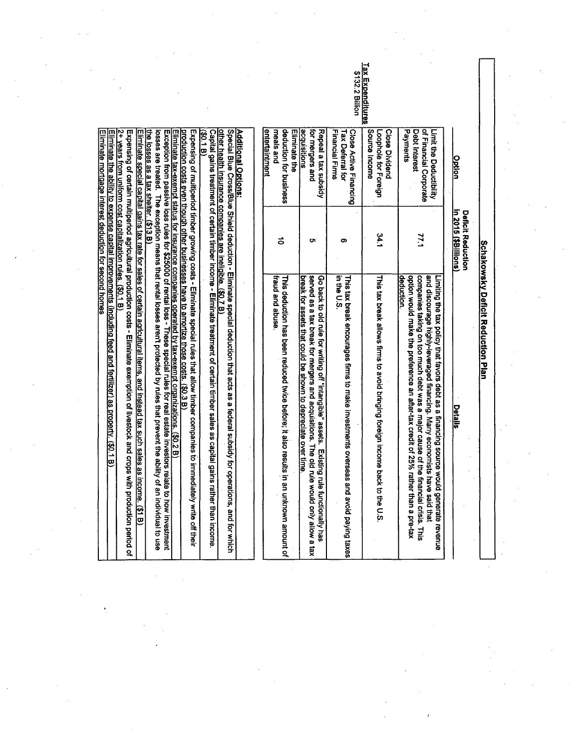# Schakowsky Deficit Reduction Plan

**Tax Expenditures**
$132.2 Billion

| Option | Deficit Reduction in 2015 ($Billions) | Details |
|---|---|---|
| Limit the Deductibility of Financial Corporate Debt Interest Payments | 77.1 | Limiting the tax policy that favors debt as a financing source would generate revenue and discourage highly-leveraged financing. Many economists have said that companies taking on too much debt was a major cause of the financial crisis. This option would make the preference an after-tax credit of 25% rather than a pre-tax deduction. |
| Close Dividend Loophole for Foreign Source Income | 34.1 | This tax break allows firms to avoid bringing foreign income back to the U.S. |
| Close Active Financing Tax Deferral for Financial Firms | 6 | This tax break encourages firms to make investments overseas and avoid paying taxes in the U.S. |
| Repeal a tax subsidy for mergers and acquisitions | 5 | Go back to old rule for writing off "intangible" assets. Existing rule functionally has served as a tax break for mergers and acquisitions. The old rule would only allow a tax break for assets that could be shown to depreciate over time. |
| Eliminate the deduction for business meals and entertainment | 10 | This deduction has been reduced twice before; it also results in an unknown amount of fraud and abuse. |

| **Additional Options:** |
|---|
| Special Blue Cross/Blue Shield deduction - Eliminate special deduction that acts as a federal subsidy for operations, and for which other health insurance companies are ineligible. ($0.7 B) |
| Capital gains treatment of certain timber income - Eliminate treatment of certain timber sales as capital gains rather than income. ($0.1 B) |
| Expensing of multiperiod timber growing costs - Eliminate special rules that allow timber companies to immediately write off their production costs even though other businesses have to amortize those costs. ($0.3 B) |
| Eliminate tax-exempt status for insurance companies operated by tax-exempt organizations. ($0.2 B) |
| Exception from passive loss rules for $25000 of rental loss - These special rules for real estate investors relate to how investment losses are treated. The exception means that rental losses aren't protected by rules that prevent the ability of an individual to use the losses as a tax shelter. ($13 B) |
| Eliminate special capital gains tax rate for sales of certain agricultural items, and instead tax such sales as income. ($1 B) |
| Expensing of certain multiperiod agricultural production costs - Eliminate exemption of livestock and crops with production period of 2+ years from uniform cost capitalization rules. ($0.1 B) |
| Eliminate the ability to expense capital improvements (including feed and fertilizer) as property. ($0.1 B) |
| Eliminate mortgage interest deduction for second homes |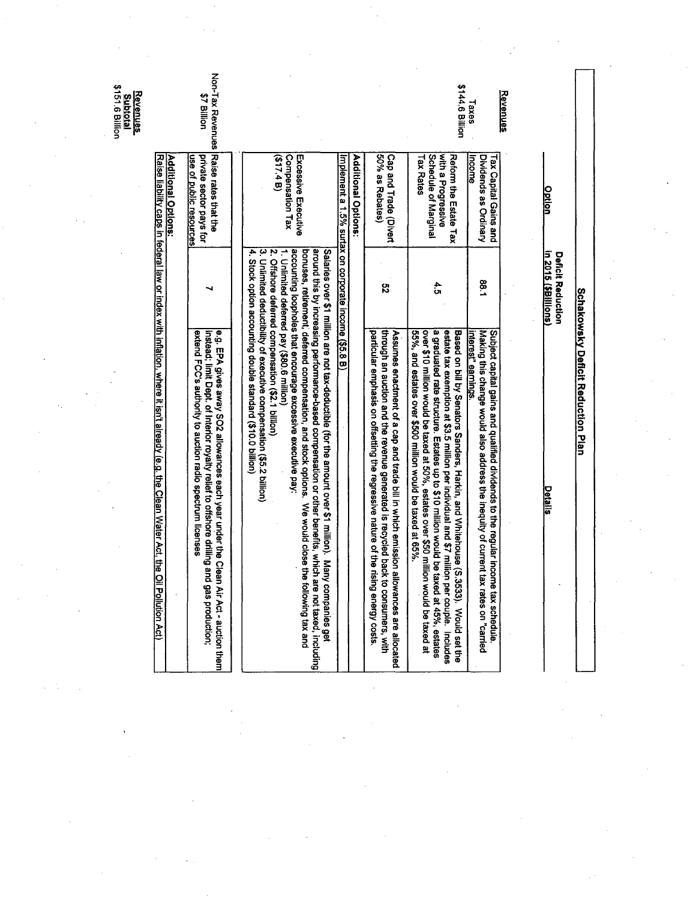# Schakowsky Deficit Reduction Plan

| | Option | Deficit Reduction in 2015 ($Billions) | Details |
|---|---|---|---|
| **Revenues** | | | |
| Taxes $144.6 Billion | Tax Capital Gains and Dividends as Ordinary Income | 88.1 | Subject capital gains and qualified dividends to the regular income tax schedule. Making this change would also address the inequity of current tax rates on "carried interest" earnings. |
| | Reform the Estate Tax with a Progressive Schedule of Marginal Tax Rates | 4.5 | Based on bill by Senators Sanders, Harkin, and Whitehouse (S.3533). Would set the estate tax exemption at $3.5 million per individual and $7 million per couple. Includes a graduated rate structure. Estates up to $10 million would be taxed at 45%, estates over $10 million would be taxed at 50%, estates over $50 million would be taxed at 55%, and estates over $500 million would be taxed at 65%. |
| | Cap and Trade (Divert 50% as Rebates) | 52 | Assumes enactment of a cap and trade bill in which emission allowances are allocated through an auction and the revenue generated is recycled back to consumers, with particular emphasis on offsetting the regressive nature of the rising energy costs. |
| | **Additional Options:** | | |
| | Implement a 1.5% surtax on corporate income ($5.8 B) | | |
| | Excessive Executive Compensation Tax ($17.4 B) | | Salaries over $1 million are not tax-deductible (for the amount over $1 million). Many companies get around this by increasing performance-based compensation or other benefits, which are not taxed, including bonuses, retirement, deferred compensation, and stock options. We would close the following tax and accounting loopholes that encourage excessive executive pay:<br>1. Unlimited deferred pay ($80.6 million)<br>2. Offshore deferred compensation ($2.1 billion)<br>3. Unlimited deductibility of executive compensation ($5.2 billion)<br>4. Stock option accounting double standard ($10.0 billion) |
| Non-Tax Revenues $7 Billion | Raise rates that the private sector pays for use of public resources | 7 | e.g. EPA gives away SO2 allowances each year under the Clean Air Act - auction them instead; limit Dept. of Interior royalty relief to offshore drilling and gas production; extend FCC's authority to auction radio spectrum licenses |
| | **Additional Options:** | | |
| | Raise liability caps in federal law or index with inflation, where it isn't already (e.g. the Clean Water Act, the Oil Pollution Act) | | |
| **Revenues Subtotal** $151.6 Billion | | | |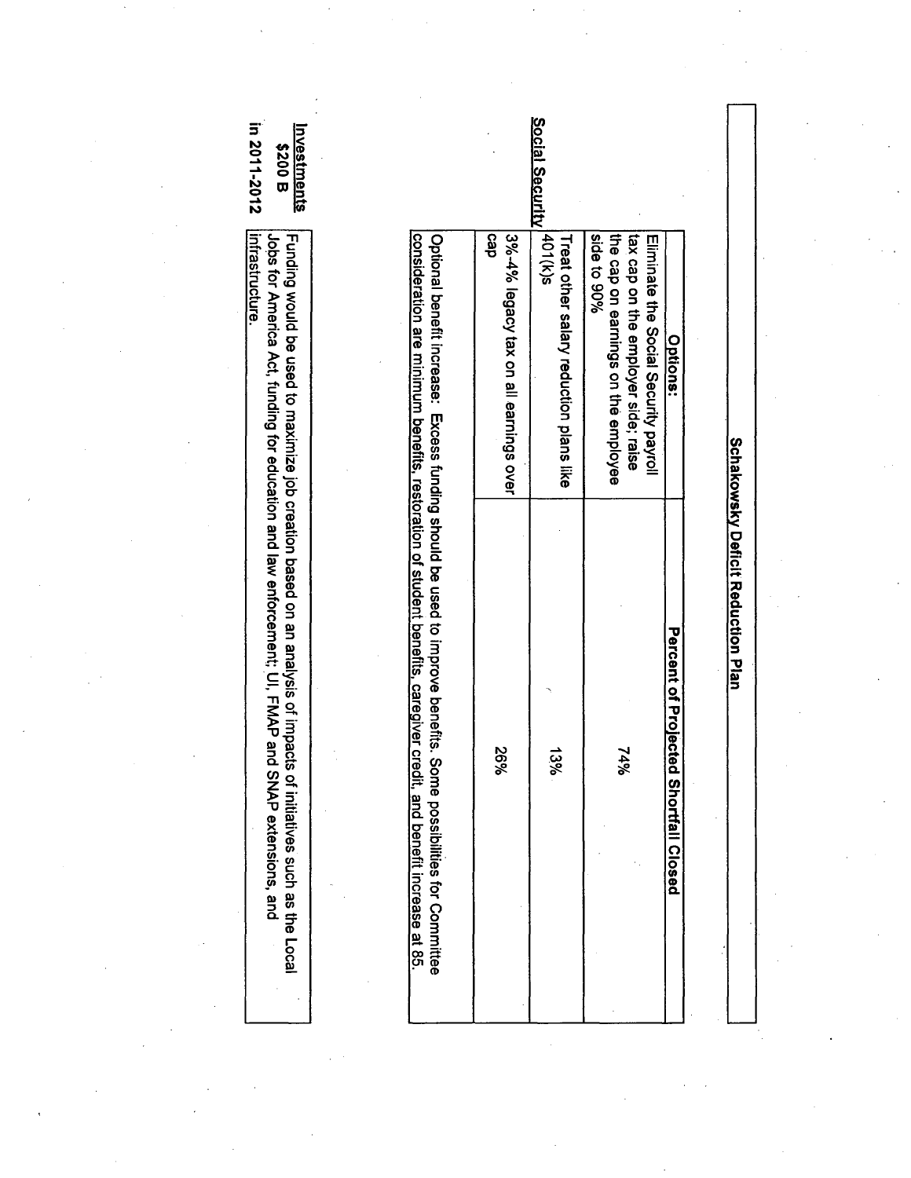## Schakowsky Deficit Reduction Plan

| | Options: | Percent of Projected Shortfall Closed |
|---|---|---|
| Social Security | Eliminate the Social Security payroll tax cap on the employer side; raise the cap on earnings on the employee side to 90% | 74% |
| | Treat other salary reduction plans like 401(k)s | 13% |
| | 3%-4% legacy tax on all earnings over cap | 26% |
| | Optional benefit increase: Excess funding should be used to improve benefits. Some possibilities for Committee consideration are minimum benefits, restoration of student benefits, caregiver credit, and benefit increase at 85. | |
| **Investments $200 B in 2011-2012** | Funding would be used to maximize job creation based on an analysis of impacts of initiatives such as the Local Jobs for America Act, funding for education and law enforcement; UI, FMAP and SNAP extensions, and infrastructure. | |